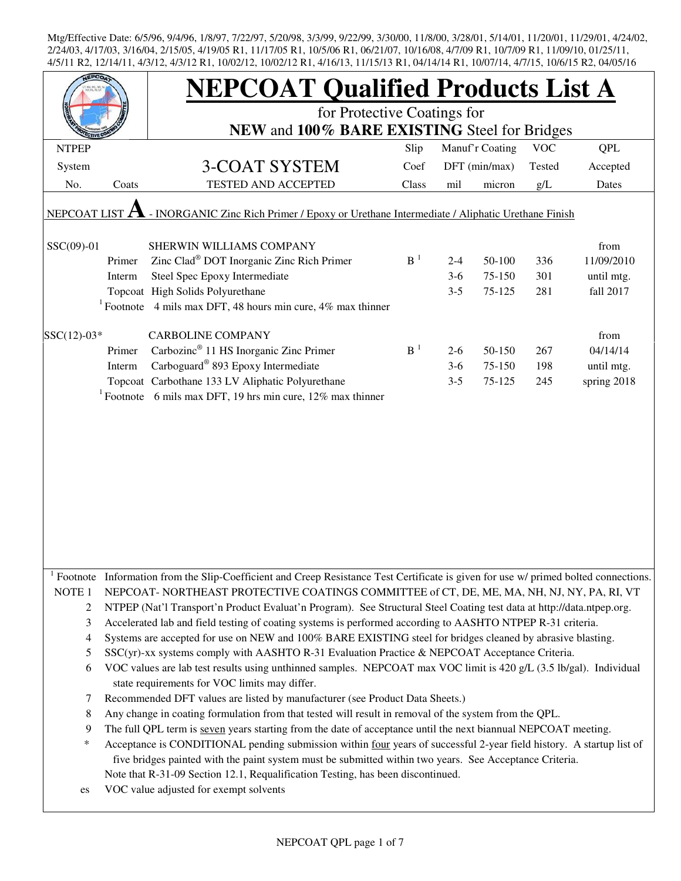Mtg/Effective Date: 6/5/96, 9/4/96, 1/8/97, 7/22/97, 5/20/98, 3/3/99, 9/22/99, 3/30/00, 11/8/00, 3/28/01, 5/14/01, 11/20/01, 11/29/01, 4/24/02, 2/24/03, 4/17/03, 3/16/04, 2/15/05, 4/19/05 R1, 11/17/05 R1, 10/5/06 R1, 06/21/07, 10/16/08, 4/7/09 R1, 10/7/09 R1, 11/09/10, 01/25/11, 4/5/11 R2, 12/14/11, 4/3/12, 4/3/12 R1, 10/02/12, 10/02/12 R1, 4/16/13, 11/15/13 R1, 04/14/14 R1, 10/07/14, 4/7/15, 10/6/15 R2, 04/05/16

# NEPCOAT Qualified Products List A

for Protective Coatings for
**NEW** and **100% BARE EXISTING** Steel for Bridges

| NTPEP System No. | Coats | 3-COAT SYSTEM TESTED AND ACCEPTED | Slip Coef Class | Manuf'r Coating DFT (min/max) mil | micron | VOC Tested g/L | QPL Accepted Dates |
|---|---|---|---|---|---|---|---|
| NEPCOAT LIST **A** - INORGANIC Zinc Rich Primer / Epoxy or Urethane Intermediate / Aliphatic Urethane Finish | | | | | | | |
| SSC(09)-01 | | SHERWIN WILLIAMS COMPANY | | | | | from |
| | Primer | Zinc Clad® DOT Inorganic Zinc Rich Primer | B [1] | 2-4 | 50-100 | 336 | 11/09/2010 |
| | Interm | Steel Spec Epoxy Intermediate | | 3-6 | 75-150 | 301 | until mtg. |
| | Topcoat | High Solids Polyurethane | | 3-5 | 75-125 | 281 | fall 2017 |
| | [1] Footnote | 4 mils max DFT, 48 hours min cure, 4% max thinner | | | | | |
| SSC(12)-03* | | CARBOLINE COMPANY | | | | | from |
| | Primer | Carbozinc® 11 HS Inorganic Zinc Primer | B [1] | 2-6 | 50-150 | 267 | 04/14/14 |
| | Interm | Carboguard® 893 Epoxy Intermediate | | 3-6 | 75-150 | 198 | until mtg. |
| | Topcoat | Carbothane 133 LV Aliphatic Polyurethane | | 3-5 | 75-125 | 245 | spring 2018 |
| | [1] Footnote | 6 mils max DFT, 19 hrs min cure, 12% max thinner | | | | | |

[1] Footnote Information from the Slip-Coefficient and Creep Resistance Test Certificate is given for use w/ primed bolted connections.

NOTE 1 NEPCOAT- NORTHEAST PROTECTIVE COATINGS COMMITTEE of CT, DE, ME, MA, NH, NJ, NY, PA, RI, VT

2 NTPEP (Nat'l Transport'n Product Evaluat'n Program). See Structural Steel Coating test data at http://data.ntpep.org.

3 Accelerated lab and field testing of coating systems is performed according to AASHTO NTPEP R-31 criteria.

4 Systems are accepted for use on NEW and 100% BARE EXISTING steel for bridges cleaned by abrasive blasting.

5 SSC(yr)-xx systems comply with AASHTO R-31 Evaluation Practice & NEPCOAT Acceptance Criteria.

6 VOC values are lab test results using unthinned samples. NEPCOAT max VOC limit is 420 g/L (3.5 lb/gal). Individual state requirements for VOC limits may differ.

7 Recommended DFT values are listed by manufacturer (see Product Data Sheets.)

8 Any change in coating formulation from that tested will result in removal of the system from the QPL.

9 The full QPL term is seven years starting from the date of acceptance until the next biannual NEPCOAT meeting.

\* Acceptance is CONDITIONAL pending submission within four years of successful 2-year field history. A startup list of five bridges painted with the paint system must be submitted within two years. See Acceptance Criteria. Note that R-31-09 Section 12.1, Requalification Testing, has been discontinued.

es VOC value adjusted for exempt solvents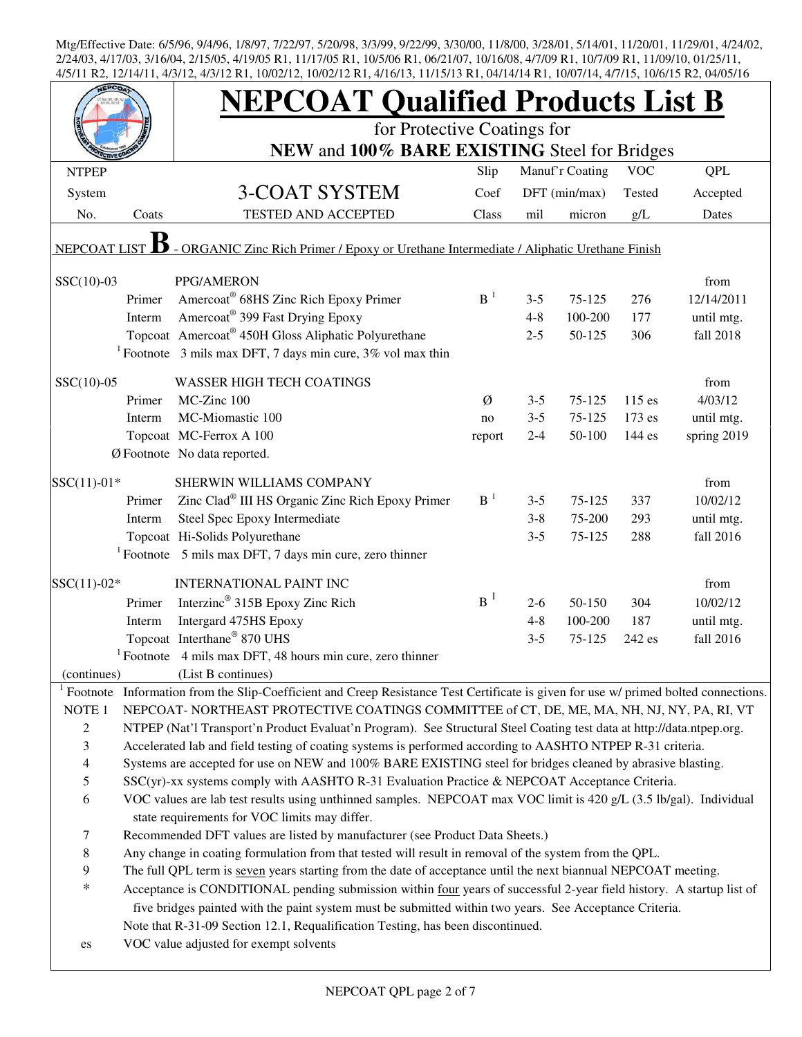Mtg/Effective Date: 6/5/96, 9/4/96, 1/8/97, 7/22/97, 5/20/98, 3/3/99, 9/22/99, 3/30/00, 11/8/00, 3/28/01, 5/14/01, 11/20/01, 11/29/01, 4/24/02, 2/24/03, 4/17/03, 3/16/04, 2/15/05, 4/19/05 R1, 11/17/05 R1, 10/5/06 R1, 06/21/07, 10/16/08, 4/7/09 R1, 10/7/09 R1, 11/09/10, 01/25/11, 4/5/11 R2, 12/14/11, 4/3/12, 4/3/12 R1, 10/02/12, 10/02/12 R1, 4/16/13, 11/15/13 R1, 04/14/14 R1, 10/07/14, 4/7/15, 10/6/15 R2, 04/05/16

# NEPCOAT Qualified Products List B

for Protective Coatings for

**NEW** and **100% BARE EXISTING** Steel for Bridges

| NTPEP System No. | Coats | 3-COAT SYSTEM TESTED AND ACCEPTED | Slip Coef Class | Manuf'r Coating DFT (min/max) mil | micron | VOC Tested g/L | QPL Accepted Dates |
|---|---|---|---|---|---|---|---|
| NEPCOAT LIST **B** - ORGANIC Zinc Rich Primer / Epoxy or Urethane Intermediate / Aliphatic Urethane Finish | | | | | | | |
| SSC(10)-03 | | PPG/AMERON | | | | | from |
| | Primer | Amercoat® 68HS Zinc Rich Epoxy Primer | B [1] | 3-5 | 75-125 | 276 | 12/14/2011 |
| | Interm | Amercoat® 399 Fast Drying Epoxy | | 4-8 | 100-200 | 177 | until mtg. |
| | Topcoat | Amercoat® 450H Gloss Aliphatic Polyurethane | | 2-5 | 50-125 | 306 | fall 2018 |
| | [1] Footnote | 3 mils max DFT, 7 days min cure, 3% vol max thin | | | | | |
| SSC(10)-05 | | WASSER HIGH TECH COATINGS | | | | | from |
| | Primer | MC-Zinc 100 | Ø | 3-5 | 75-125 | 115 es | 4/03/12 |
| | Interm | MC-Miomastic 100 | no | 3-5 | 75-125 | 173 es | until mtg. |
| | Topcoat | MC-Ferrox A 100 | report | 2-4 | 50-100 | 144 es | spring 2019 |
| | Ø Footnote | No data reported. | | | | | |
| SSC(11)-01* | | SHERWIN WILLIAMS COMPANY | | | | | from |
| | Primer | Zinc Clad® III HS Organic Zinc Rich Epoxy Primer | B [1] | 3-5 | 75-125 | 337 | 10/02/12 |
| | Interm | Steel Spec Epoxy Intermediate | | 3-8 | 75-200 | 293 | until mtg. |
| | Topcoat | Hi-Solids Polyurethane | | 3-5 | 75-125 | 288 | fall 2016 |
| | [1] Footnote | 5 mils max DFT, 7 days min cure, zero thinner | | | | | |
| SSC(11)-02* | | INTERNATIONAL PAINT INC | | | | | from |
| | Primer | Interzinc® 315B Epoxy Zinc Rich | B [1] | 2-6 | 50-150 | 304 | 10/02/12 |
| | Interm | Intergard 475HS Epoxy | | 4-8 | 100-200 | 187 | until mtg. |
| | Topcoat | Interthane® 870 UHS | | 3-5 | 75-125 | 242 es | fall 2016 |
| | [1] Footnote | 4 mils max DFT, 48 hours min cure, zero thinner | | | | | |
| (continues) | | (List B continues) | | | | | |

[1] Footnote Information from the Slip-Coefficient and Creep Resistance Test Certificate is given for use w/ primed bolted connections.

NOTE 1 NEPCOAT- NORTHEAST PROTECTIVE COATINGS COMMITTEE of CT, DE, ME, MA, NH, NJ, NY, PA, RI, VT

2 NTPEP (Nat'l Transport'n Product Evaluat'n Program). See Structural Steel Coating test data at http://data.ntpep.org.

3 Accelerated lab and field testing of coating systems is performed according to AASHTO NTPEP R-31 criteria.

4 Systems are accepted for use on NEW and 100% BARE EXISTING steel for bridges cleaned by abrasive blasting.

5 SSC(yr)-xx systems comply with AASHTO R-31 Evaluation Practice & NEPCOAT Acceptance Criteria.

6 VOC values are lab test results using unthinned samples. NEPCOAT max VOC limit is 420 g/L (3.5 lb/gal). Individual state requirements for VOC limits may differ.

7 Recommended DFT values are listed by manufacturer (see Product Data Sheets.)

8 Any change in coating formulation from that tested will result in removal of the system from the QPL.

9 The full QPL term is seven years starting from the date of acceptance until the next biannual NEPCOAT meeting.

\* Acceptance is CONDITIONAL pending submission within four years of successful 2-year field history. A startup list of five bridges painted with the paint system must be submitted within two years. See Acceptance Criteria.
Note that R-31-09 Section 12.1, Requalification Testing, has been discontinued.

es VOC value adjusted for exempt solvents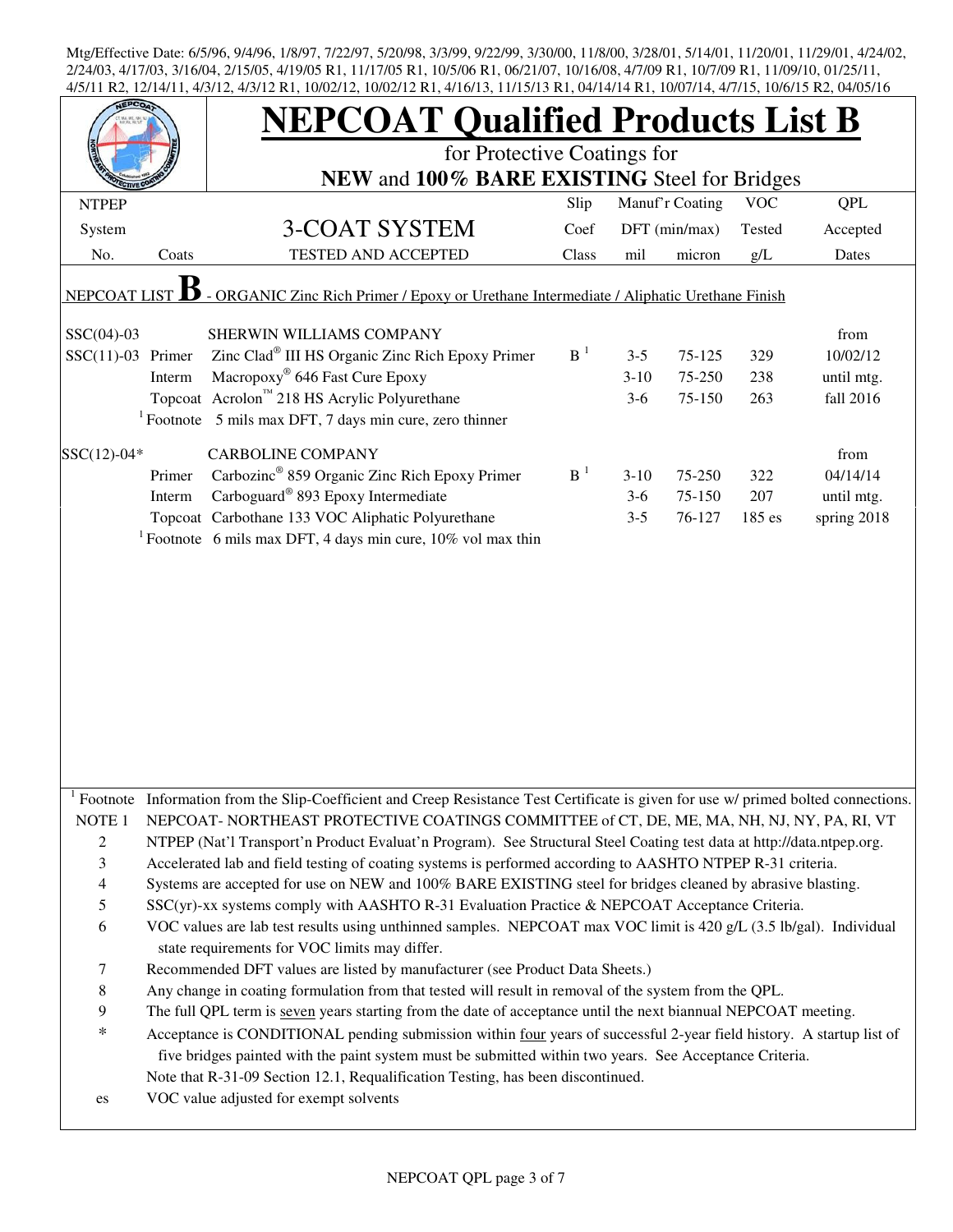Mtg/Effective Date: 6/5/96, 9/4/96, 1/8/97, 7/22/97, 5/20/98, 3/3/99, 9/22/99, 3/30/00, 11/8/00, 3/28/01, 5/14/01, 11/20/01, 11/29/01, 4/24/02, 2/24/03, 4/17/03, 3/16/04, 2/15/05, 4/19/05 R1, 11/17/05 R1, 10/5/06 R1, 06/21/07, 10/16/08, 4/7/09 R1, 10/7/09 R1, 11/09/10, 01/25/11, 4/5/11 R2, 12/14/11, 4/3/12, 4/3/12 R1, 10/02/12, 10/02/12 R1, 4/16/13, 11/15/13 R1, 04/14/14 R1, 10/07/14, 4/7/15, 10/6/15 R2, 04/05/16

# NEPCOAT Qualified Products List B

for Protective Coatings for

**NEW** and **100% BARE EXISTING** Steel for Bridges

| NTPEP System No. | Coats | 3-COAT SYSTEM TESTED AND ACCEPTED | Slip Coef Class | Manuf'r Coating DFT (min/max) mil | micron | VOC Tested g/L | QPL Accepted Dates |
|---|---|---|---|---|---|---|---|
| NEPCOAT LIST **B** - ORGANIC Zinc Rich Primer / Epoxy or Urethane Intermediate / Aliphatic Urethane Finish | | | | | | | |
| SSC(04)-03 | | SHERWIN WILLIAMS COMPANY | | | | | from |
| SSC(11)-03 | Primer | Zinc Clad® III HS Organic Zinc Rich Epoxy Primer | B [1] | 3-5 | 75-125 | 329 | 10/02/12 |
| | Interm | Macropoxy® 646 Fast Cure Epoxy | | 3-10 | 75-250 | 238 | until mtg. |
| | Topcoat | Acrolon™ 218 HS Acrylic Polyurethane | | 3-6 | 75-150 | 263 | fall 2016 |
| | [1] Footnote | 5 mils max DFT, 7 days min cure, zero thinner | | | | | |
| SSC(12)-04* | | CARBOLINE COMPANY | | | | | from |
| | Primer | Carbozinc® 859 Organic Zinc Rich Epoxy Primer | B [1] | 3-10 | 75-250 | 322 | 04/14/14 |
| | Interm | Carboguard® 893 Epoxy Intermediate | | 3-6 | 75-150 | 207 | until mtg. |
| | Topcoat | Carbothane 133 VOC Aliphatic Polyurethane | | 3-5 | 76-127 | 185 es | spring 2018 |
| | [1] Footnote | 6 mils max DFT, 4 days min cure, 10% vol max thin | | | | | |

[1] Footnote Information from the Slip-Coefficient and Creep Resistance Test Certificate is given for use w/ primed bolted connections.

NOTE 1 NEPCOAT- NORTHEAST PROTECTIVE COATINGS COMMITTEE of CT, DE, ME, MA, NH, NJ, NY, PA, RI, VT

2 NTPEP (Nat'l Transport'n Product Evaluat'n Program). See Structural Steel Coating test data at http://data.ntpep.org.

3 Accelerated lab and field testing of coating systems is performed according to AASHTO NTPEP R-31 criteria.

4 Systems are accepted for use on NEW and 100% BARE EXISTING steel for bridges cleaned by abrasive blasting.

5 SSC(yr)-xx systems comply with AASHTO R-31 Evaluation Practice & NEPCOAT Acceptance Criteria.

6 VOC values are lab test results using unthinned samples. NEPCOAT max VOC limit is 420 g/L (3.5 lb/gal). Individual state requirements for VOC limits may differ.

7 Recommended DFT values are listed by manufacturer (see Product Data Sheets.)

8 Any change in coating formulation from that tested will result in removal of the system from the QPL.

9 The full QPL term is seven years starting from the date of acceptance until the next biannual NEPCOAT meeting.

\* Acceptance is CONDITIONAL pending submission within four years of successful 2-year field history. A startup list of five bridges painted with the paint system must be submitted within two years. See Acceptance Criteria.

Note that R-31-09 Section 12.1, Requalification Testing, has been discontinued.

es VOC value adjusted for exempt solvents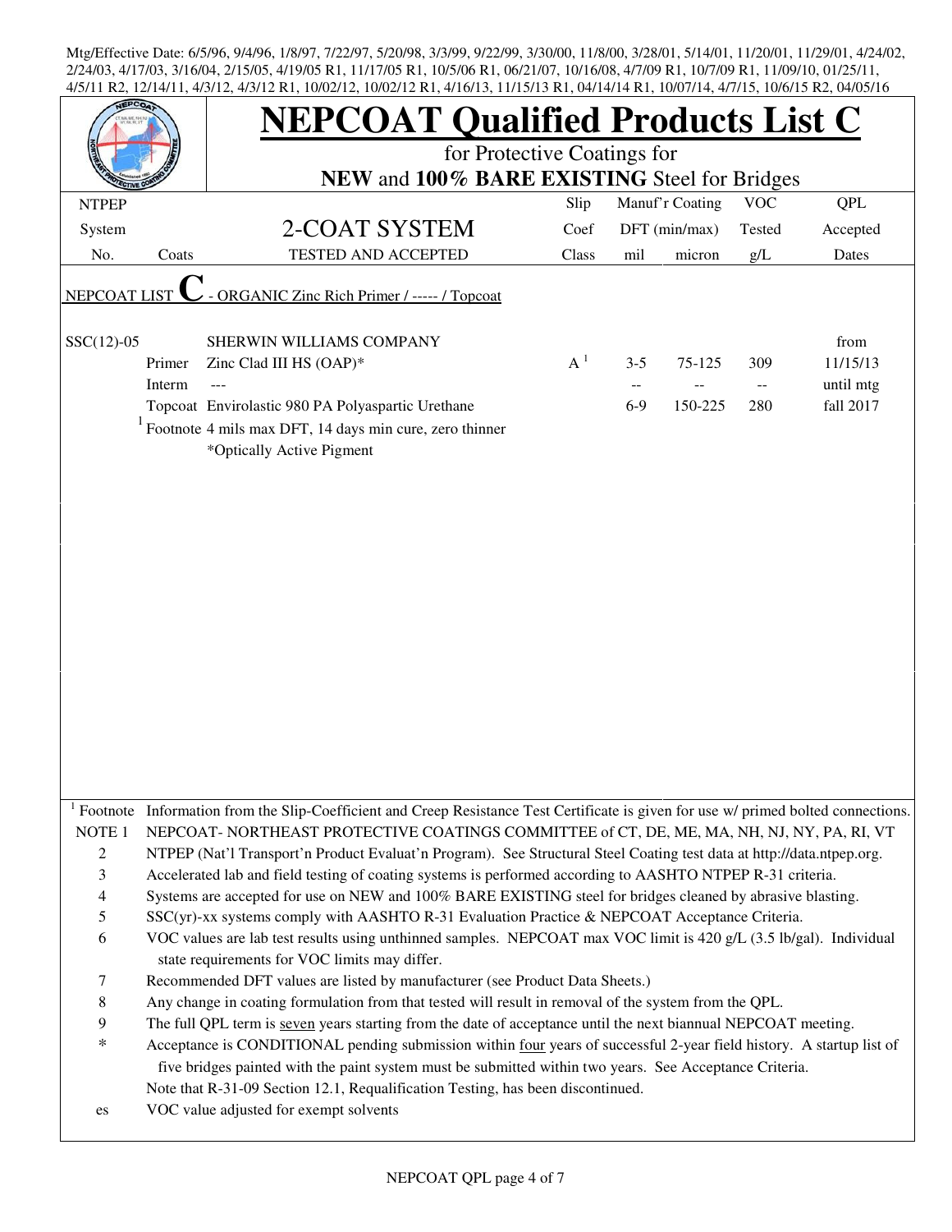Mtg/Effective Date: 6/5/96, 9/4/96, 1/8/97, 7/22/97, 5/20/98, 3/3/99, 9/22/99, 3/30/00, 11/8/00, 3/28/01, 5/14/01, 11/20/01, 11/29/01, 4/24/02, 2/24/03, 4/17/03, 3/16/04, 2/15/05, 4/19/05 R1, 11/17/05 R1, 10/5/06 R1, 06/21/07, 10/16/08, 4/7/09 R1, 10/7/09 R1, 11/09/10, 01/25/11, 4/5/11 R2, 12/14/11, 4/3/12, 4/3/12 R1, 10/02/12, 10/02/12 R1, 4/16/13, 11/15/13 R1, 04/14/14 R1, 10/07/14, 4/7/15, 10/6/15 R2, 04/05/16

# NEPCOAT Qualified Products List C

for Protective Coatings for

**NEW** and **100% BARE EXISTING** Steel for Bridges

| NTPEP System No. | Coats | 2-COAT SYSTEM TESTED AND ACCEPTED | Slip Coef Class | Manuf'r Coating DFT (min/max) mil | micron | VOC Tested g/L | QPL Accepted Dates |
|---|---|---|---|---|---|---|---|
| NEPCOAT LIST **C** - ORGANIC Zinc Rich Primer / ----- / Topcoat | | | | | | | |
| SSC(12)-05 | | SHERWIN WILLIAMS COMPANY | | | | | from |
| | Primer | Zinc Clad III HS (OAP)* | A [1] | 3-5 | 75-125 | 309 | 11/15/13 |
| | Interm | --- | | -- | -- | -- | until mtg |
| | Topcoat | Envirolastic 980 PA Polyaspartic Urethane | | 6-9 | 150-225 | 280 | fall 2017 |
| | [1] Footnote | 4 mils max DFT, 14 days min cure, zero thinner | | | | | |
| | | *Optically Active Pigment | | | | | |

[1] Footnote Information from the Slip-Coefficient and Creep Resistance Test Certificate is given for use w/ primed bolted connections.

NOTE 1 NEPCOAT- NORTHEAST PROTECTIVE COATINGS COMMITTEE of CT, DE, ME, MA, NH, NJ, NY, PA, RI, VT

2 NTPEP (Nat'l Transport'n Product Evaluat'n Program). See Structural Steel Coating test data at http://data.ntpep.org.

3 Accelerated lab and field testing of coating systems is performed according to AASHTO NTPEP R-31 criteria.

4 Systems are accepted for use on NEW and 100% BARE EXISTING steel for bridges cleaned by abrasive blasting.

5 SSC(yr)-xx systems comply with AASHTO R-31 Evaluation Practice & NEPCOAT Acceptance Criteria.

6 VOC values are lab test results using unthinned samples. NEPCOAT max VOC limit is 420 g/L (3.5 lb/gal). Individual state requirements for VOC limits may differ.

7 Recommended DFT values are listed by manufacturer (see Product Data Sheets.)

8 Any change in coating formulation from that tested will result in removal of the system from the QPL.

9 The full QPL term is seven years starting from the date of acceptance until the next biannual NEPCOAT meeting.

\* Acceptance is CONDITIONAL pending submission within four years of successful 2-year field history. A startup list of five bridges painted with the paint system must be submitted within two years. See Acceptance Criteria.

Note that R-31-09 Section 12.1, Requalification Testing, has been discontinued.

es VOC value adjusted for exempt solvents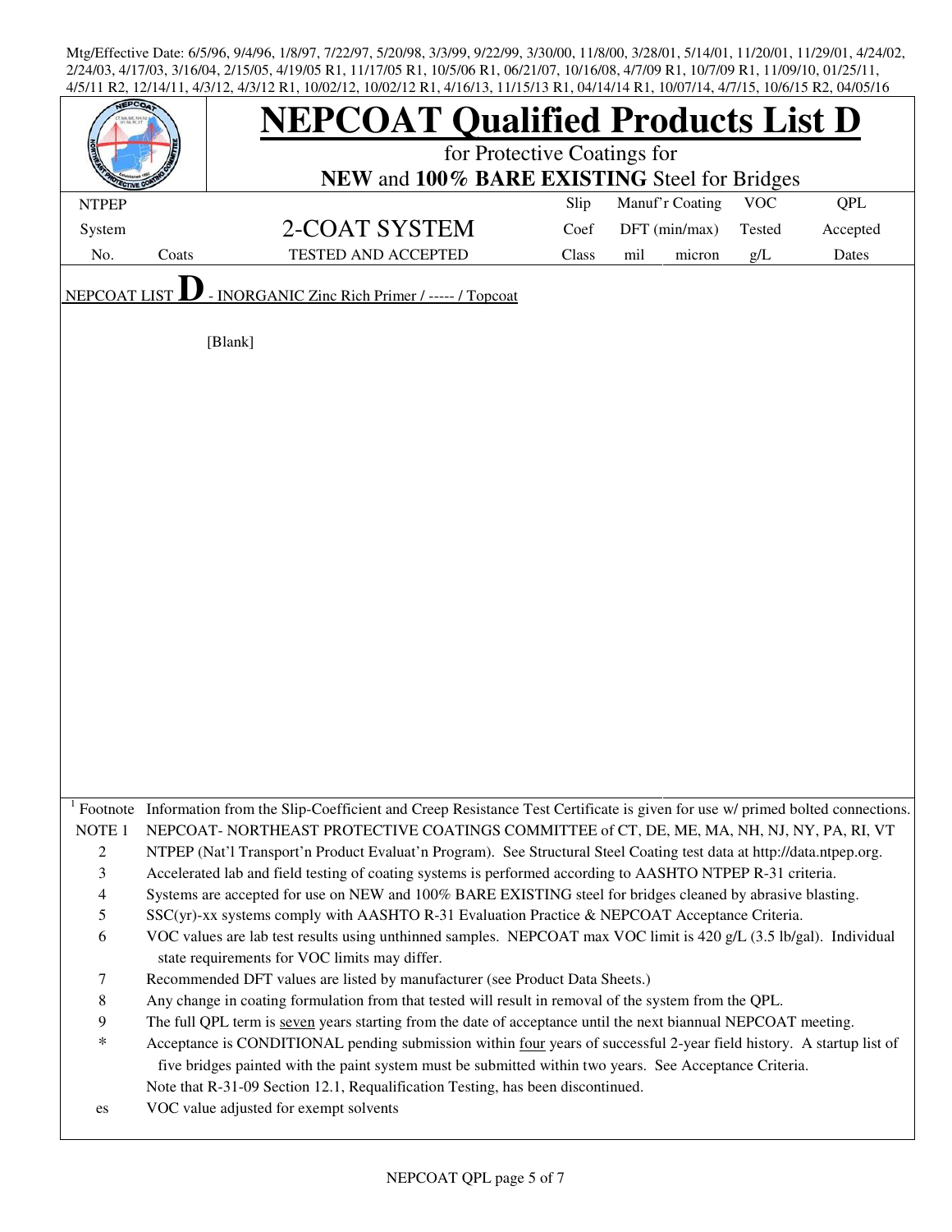Mtg/Effective Date: 6/5/96, 9/4/96, 1/8/97, 7/22/97, 5/20/98, 3/3/99, 9/22/99, 3/30/00, 11/8/00, 3/28/01, 5/14/01, 11/20/01, 11/29/01, 4/24/02, 2/24/03, 4/17/03, 3/16/04, 2/15/05, 4/19/05 R1, 11/17/05 R1, 10/5/06 R1, 06/21/07, 10/16/08, 4/7/09 R1, 10/7/09 R1, 11/09/10, 01/25/11, 4/5/11 R2, 12/14/11, 4/3/12, 4/3/12 R1, 10/02/12, 10/02/12 R1, 4/16/13, 11/15/13 R1, 04/14/14 R1, 10/07/14, 4/7/15, 10/6/15 R2, 04/05/16

# NEPCOAT Qualified Products List D

for Protective Coatings for

**NEW** and **100% BARE EXISTING** Steel for Bridges

| NTPEP System No. | Coats | 2-COAT SYSTEM TESTED AND ACCEPTED | Slip Coef Class | Manuf'r Coating DFT (min/max) mil | micron | VOC Tested g/L | QPL Accepted Dates |
|---|---|---|---|---|---|---|---|

NEPCOAT LIST **D** - INORGANIC Zinc Rich Primer / ----- / Topcoat

[Blank]

[1] Footnote Information from the Slip-Coefficient and Creep Resistance Test Certificate is given for use w/ primed bolted connections.

NOTE 1 NEPCOAT- NORTHEAST PROTECTIVE COATINGS COMMITTEE of CT, DE, ME, MA, NH, NJ, NY, PA, RI, VT

2 NTPEP (Nat'l Transport'n Product Evaluat'n Program). See Structural Steel Coating test data at http://data.ntpep.org.

3 Accelerated lab and field testing of coating systems is performed according to AASHTO NTPEP R-31 criteria.

4 Systems are accepted for use on NEW and 100% BARE EXISTING steel for bridges cleaned by abrasive blasting.

5 SSC(yr)-xx systems comply with AASHTO R-31 Evaluation Practice & NEPCOAT Acceptance Criteria.

6 VOC values are lab test results using unthinned samples. NEPCOAT max VOC limit is 420 g/L (3.5 lb/gal). Individual state requirements for VOC limits may differ.

7 Recommended DFT values are listed by manufacturer (see Product Data Sheets.)

8 Any change in coating formulation from that tested will result in removal of the system from the QPL.

9 The full QPL term is seven years starting from the date of acceptance until the next biannual NEPCOAT meeting.

\* Acceptance is CONDITIONAL pending submission within four years of successful 2-year field history. A startup list of five bridges painted with the paint system must be submitted within two years. See Acceptance Criteria.

Note that R-31-09 Section 12.1, Requalification Testing, has been discontinued.

es VOC value adjusted for exempt solvents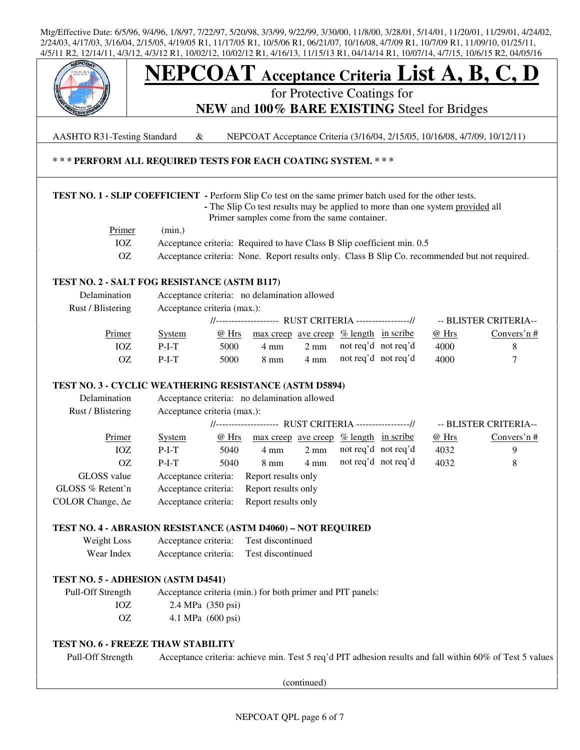Mtg/Effective Date: 6/5/96, 9/4/96, 1/8/97, 7/22/97, 5/20/98, 3/3/99, 9/22/99, 3/30/00, 11/8/00, 3/28/01, 5/14/01, 11/20/01, 11/29/01, 4/24/02, 2/24/03, 4/17/03, 3/16/04, 2/15/05, 4/19/05 R1, 11/17/05 R1, 10/5/06 R1, 06/21/07, 10/16/08, 4/7/09 R1, 10/7/09 R1, 11/09/10, 01/25/11, 4/5/11 R2, 12/14/11, 4/3/12, 4/3/12 R1, 10/02/12, 10/02/12 R1, 4/16/13, 11/15/13 R1, 04/14/14 R1, 10/07/14, 4/7/15, 10/6/15 R2, 04/05/16

# NEPCOAT Acceptance Criteria List A, B, C, D

for Protective Coatings for
**NEW** and **100% BARE EXISTING** Steel for Bridges

AASHTO R31-Testing Standard & NEPCOAT Acceptance Criteria (3/16/04, 2/15/05, 10/16/08, 4/7/09, 10/12/11)

**\* \* \* PERFORM ALL REQUIRED TESTS FOR EACH COATING SYSTEM. \* \* \***

### TEST NO. 1 - SLIP COEFFICIENT

- Perform Slip Co test on the same primer batch used for the other tests.
- The Slip Co test results may be applied to more than one system provided all Primer samples come from the same container.

| Primer | (min.) |
|---|---|
| IOZ | Acceptance criteria: Required to have Class B Slip coefficient min. 0.5 |
| OZ | Acceptance criteria: None. Report results only. Class B Slip Co. recommended but not required. |

### TEST NO. 2 - SALT FOG RESISTANCE (ASTM B117)

Delamination — Acceptance criteria: no delamination allowed

Rust / Blistering — Acceptance criteria (max.):

| | | RUST CRITERIA | | | | | BLISTER CRITERIA | |
|---|---|---|---|---|---|---|---|---|
| Primer | System | @ Hrs | max creep | ave creep | % length | in scribe | @ Hrs | Convers'n # |
| IOZ | P-I-T | 5000 | 4 mm | 2 mm | not req'd | not req'd | 4000 | 8 |
| OZ | P-I-T | 5000 | 8 mm | 4 mm | not req'd | not req'd | 4000 | 7 |

### TEST NO. 3 - CYCLIC WEATHERING RESISTANCE (ASTM D5894)

Delamination — Acceptance criteria: no delamination allowed

Rust / Blistering — Acceptance criteria (max.):

| | | RUST CRITERIA | | | | | BLISTER CRITERIA | |
|---|---|---|---|---|---|---|---|---|
| Primer | System | @ Hrs | max creep | ave creep | % length | in scribe | @ Hrs | Convers'n # |
| IOZ | P-I-T | 5040 | 4 mm | 2 mm | not req'd | not req'd | 4032 | 9 |
| OZ | P-I-T | 5040 | 8 mm | 4 mm | not req'd | not req'd | 4032 | 8 |

| | |
|---|---|
| GLOSS value | Acceptance criteria: Report results only |
| GLOSS % Retent'n | Acceptance criteria: Report results only |
| COLOR Change, Δe | Acceptance criteria: Report results only |

### TEST NO. 4 - ABRASION RESISTANCE (ASTM D4060) – NOT REQUIRED

| | |
|---|---|
| Weight Loss | Acceptance criteria: Test discontinued |
| Wear Index | Acceptance criteria: Test discontinued |

### TEST NO. 5 - ADHESION (ASTM D4541)

Pull-Off Strength — Acceptance criteria (min.) for both primer and PIT panels:

| | |
|---|---|
| IOZ | 2.4 MPa (350 psi) |
| OZ | 4.1 MPa (600 psi) |

### TEST NO. 6 - FREEZE THAW STABILITY

Pull-Off Strength — Acceptance criteria: achieve min. Test 5 req'd PIT adhesion results and fall within 60% of Test 5 values

(continued)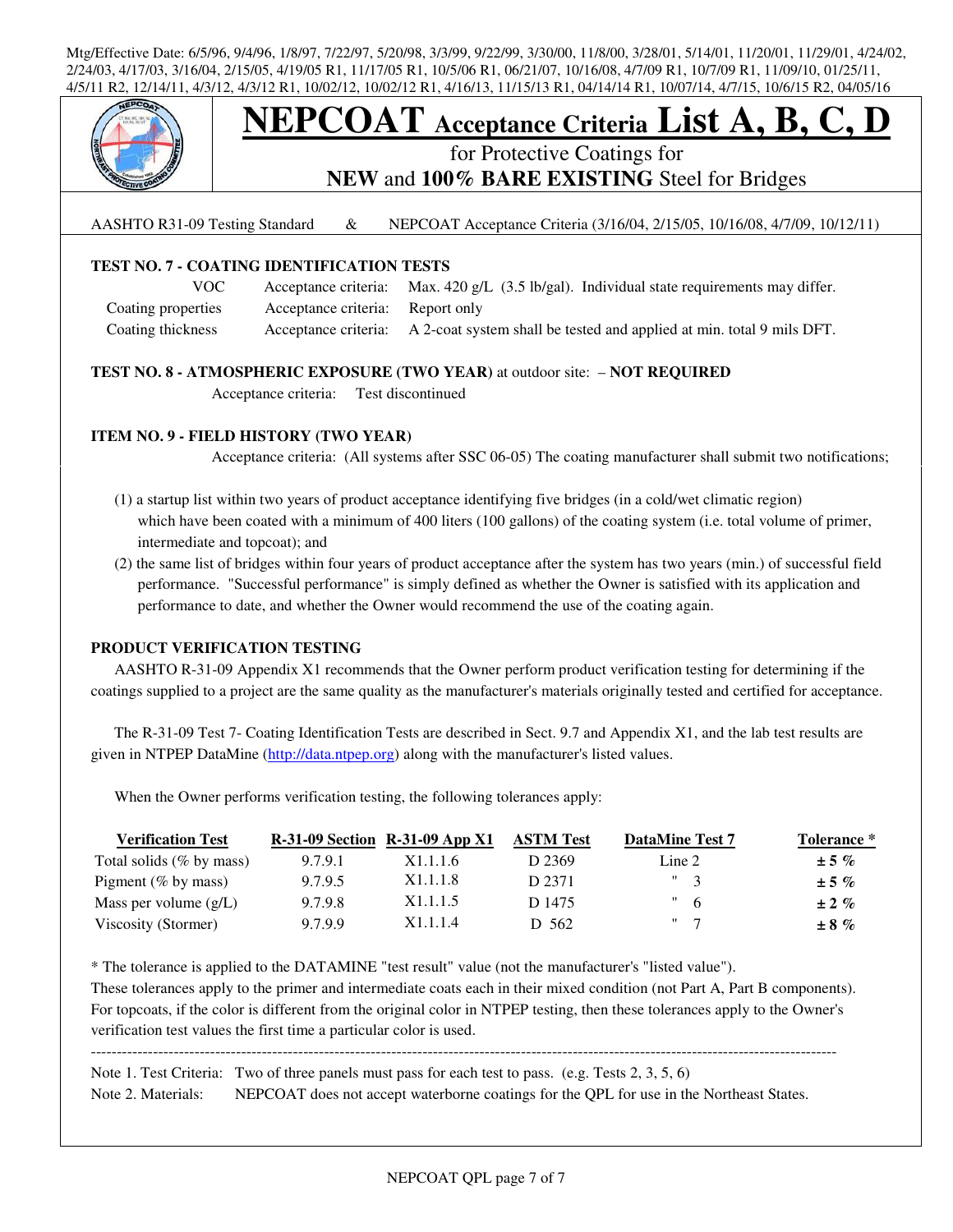Mtg/Effective Date: 6/5/96, 9/4/96, 1/8/97, 7/22/97, 5/20/98, 3/3/99, 9/22/99, 3/30/00, 11/8/00, 3/28/01, 5/14/01, 11/20/01, 11/29/01, 4/24/02, 2/24/03, 4/17/03, 3/16/04, 2/15/05, 4/19/05 R1, 11/17/05 R1, 10/5/06 R1, 06/21/07, 10/16/08, 4/7/09 R1, 10/7/09 R1, 11/09/10, 01/25/11, 4/5/11 R2, 12/14/11, 4/3/12, 4/3/12 R1, 10/02/12, 10/02/12 R1, 4/16/13, 11/15/13 R1, 04/14/14 R1, 10/07/14, 4/7/15, 10/6/15 R2, 04/05/16

# NEPCOAT Acceptance Criteria List A, B, C, D

for Protective Coatings for
**NEW** and **100% BARE EXISTING** Steel for Bridges

AASHTO R31-09 Testing Standard & NEPCOAT Acceptance Criteria (3/16/04, 2/15/05, 10/16/08, 4/7/09, 10/12/11)

**TEST NO. 7 - COATING IDENTIFICATION TESTS**

| | | |
|---|---|---|
| VOC | Acceptance criteria: | Max. 420 g/L (3.5 lb/gal). Individual state requirements may differ. |
| Coating properties | Acceptance criteria: | Report only |
| Coating thickness | Acceptance criteria: | A 2-coat system shall be tested and applied at min. total 9 mils DFT. |

**TEST NO. 8 - ATMOSPHERIC EXPOSURE (TWO YEAR)** at outdoor site: – **NOT REQUIRED**

Acceptance criteria: Test discontinued

**ITEM NO. 9 - FIELD HISTORY (TWO YEAR)**

Acceptance criteria: (All systems after SSC 06-05) The coating manufacturer shall submit two notifications;

(1) a startup list within two years of product acceptance identifying five bridges (in a cold/wet climatic region) which have been coated with a minimum of 400 liters (100 gallons) of the coating system (i.e. total volume of primer, intermediate and topcoat); and

(2) the same list of bridges within four years of product acceptance after the system has two years (min.) of successful field performance. "Successful performance" is simply defined as whether the Owner is satisfied with its application and performance to date, and whether the Owner would recommend the use of the coating again.

**PRODUCT VERIFICATION TESTING**

AASHTO R-31-09 Appendix X1 recommends that the Owner perform product verification testing for determining if the coatings supplied to a project are the same quality as the manufacturer's materials originally tested and certified for acceptance.

The R-31-09 Test 7- Coating Identification Tests are described in Sect. 9.7 and Appendix X1, and the lab test results are given in NTPEP DataMine (http://data.ntpep.org) along with the manufacturer's listed values.

When the Owner performs verification testing, the following tolerances apply:

| Verification Test | R-31-09 Section | R-31-09 App X1 | ASTM Test | DataMine Test 7 | Tolerance * |
|---|---|---|---|---|---|
| Total solids (% by mass) | 9.7.9.1 | X1.1.1.6 | D 2369 | Line 2 | **± 5 %** |
| Pigment (% by mass) | 9.7.9.5 | X1.1.1.8 | D 2371 | " 3 | **± 5 %** |
| Mass per volume (g/L) | 9.7.9.8 | X1.1.1.5 | D 1475 | " 6 | **± 2 %** |
| Viscosity (Stormer) | 9.7.9.9 | X1.1.1.4 | D 562 | " 7 | **± 8 %** |

* The tolerance is applied to the DATAMINE "test result" value (not the manufacturer's "listed value").
These tolerances apply to the primer and intermediate coats each in their mixed condition (not Part A, Part B components).
For topcoats, if the color is different from the original color in NTPEP testing, then these tolerances apply to the Owner's verification test values the first time a particular color is used.

---

Note 1. Test Criteria: Two of three panels must pass for each test to pass. (e.g. Tests 2, 3, 5, 6)

Note 2. Materials: NEPCOAT does not accept waterborne coatings for the QPL for use in the Northeast States.